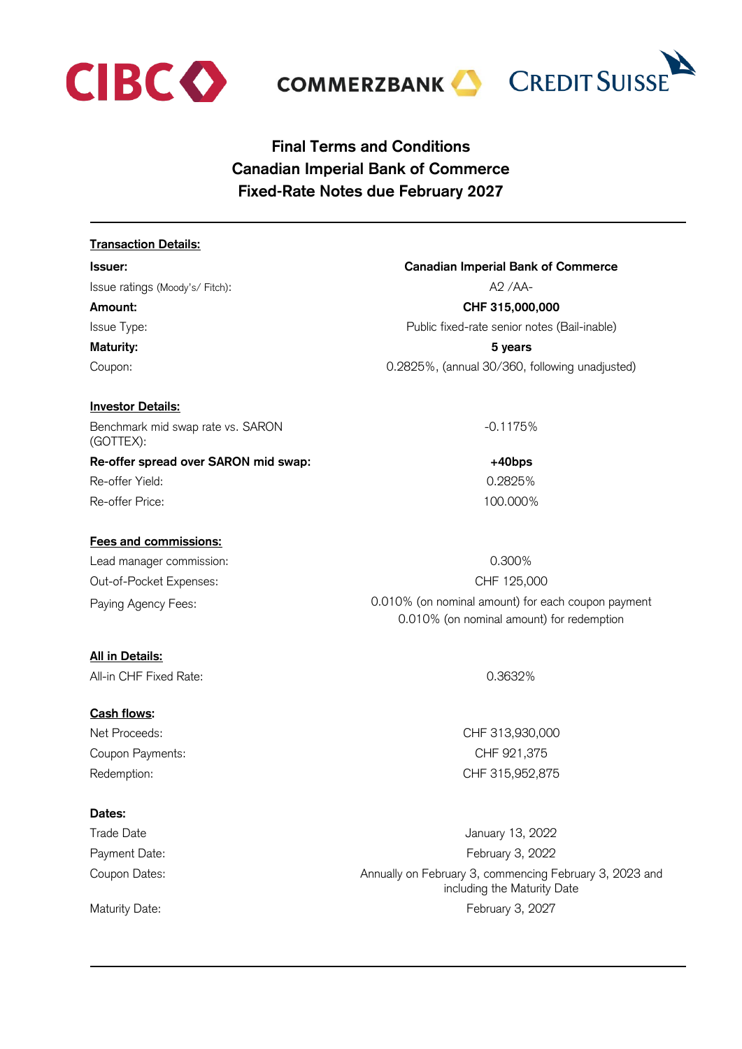CIBC COMMERZBANK CREDIT SUISSE

# Final Terms and Conditions
# Canadian Imperial Bank of Commerce
# Fixed-Rate Notes due February 2027

---

**Transaction Details:**

| | |
|---|---|
| **Issuer:** | **Canadian Imperial Bank of Commerce** |
| Issue ratings (Moody's/ Fitch): | A2 /AA- |
| **Amount:** | **CHF 315,000,000** |
| Issue Type: | Public fixed-rate senior notes (Bail-inable) |
| **Maturity:** | **5 years** |
| Coupon: | 0.2825%, (annual 30/360, following unadjusted) |

**Investor Details:**

| | |
|---|---|
| Benchmark mid swap rate vs. SARON (GOTTEX): | -0.1175% |
| **Re-offer spread over SARON mid swap:** | **+40bps** |
| Re-offer Yield: | 0.2825% |
| Re-offer Price: | 100.000% |

**Fees and commissions:**

| | |
|---|---|
| Lead manager commission: | 0.300% |
| Out-of-Pocket Expenses: | CHF 125,000 |
| Paying Agency Fees: | 0.010% (on nominal amount) for each coupon payment<br>0.010% (on nominal amount) for redemption |

**All in Details:**

| | |
|---|---|
| All-in CHF Fixed Rate: | 0.3632% |

**Cash flows:**

| | |
|---|---|
| Net Proceeds: | CHF 313,930,000 |
| Coupon Payments: | CHF 921,375 |
| Redemption: | CHF 315,952,875 |

**Dates:**

| | |
|---|---|
| Trade Date | January 13, 2022 |
| Payment Date: | February 3, 2022 |
| Coupon Dates: | Annually on February 3, commencing February 3, 2023 and including the Maturity Date |
| Maturity Date: | February 3, 2027 |

---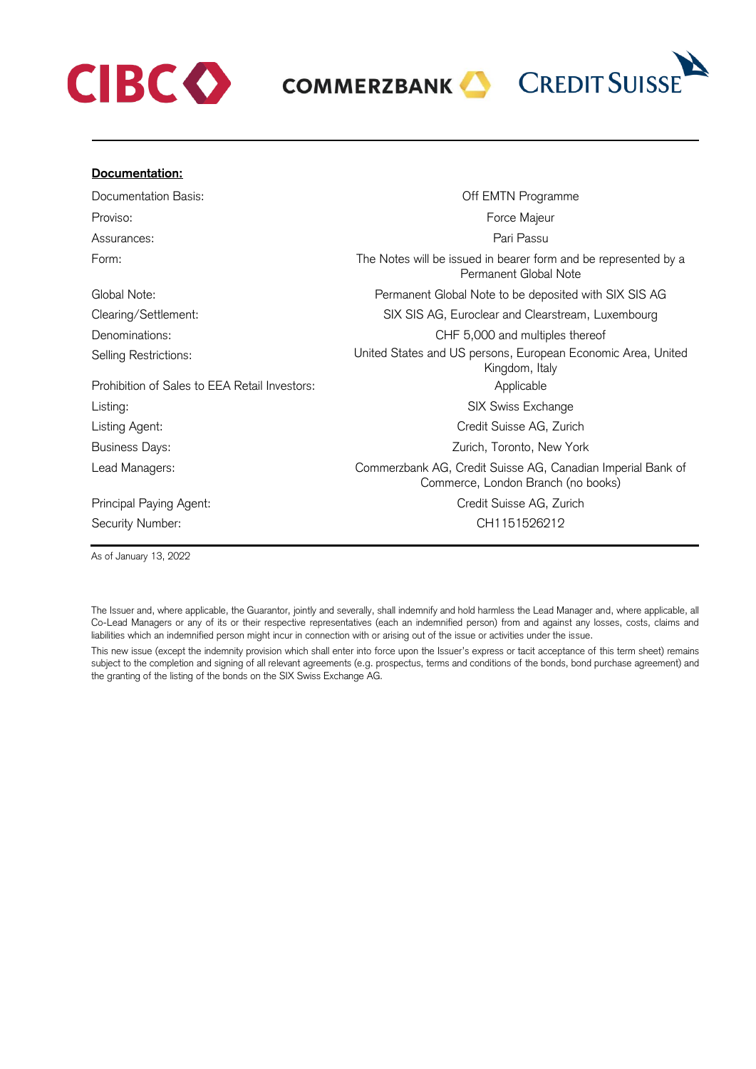**Documentation:**

| | |
|---|---|
| Documentation Basis: | Off EMTN Programme |
| Proviso: | Force Majeur |
| Assurances: | Pari Passu |
| Form: | The Notes will be issued in bearer form and be represented by a Permanent Global Note |
| Global Note: | Permanent Global Note to be deposited with SIX SIS AG |
| Clearing/Settlement: | SIX SIS AG, Euroclear and Clearstream, Luxembourg |
| Denominations: | CHF 5,000 and multiples thereof |
| Selling Restrictions: | United States and US persons, European Economic Area, United Kingdom, Italy |
| Prohibition of Sales to EEA Retail Investors: | Applicable |
| Listing: | SIX Swiss Exchange |
| Listing Agent: | Credit Suisse AG, Zurich |
| Business Days: | Zurich, Toronto, New York |
| Lead Managers: | Commerzbank AG, Credit Suisse AG, Canadian Imperial Bank of Commerce, London Branch (no books) |
| Principal Paying Agent: | Credit Suisse AG, Zurich |
| Security Number: | CH1151526212 |

As of January 13, 2022

The Issuer and, where applicable, the Guarantor, jointly and severally, shall indemnify and hold harmless the Lead Manager and, where applicable, all Co-Lead Managers or any of its or their respective representatives (each an indemnified person) from and against any losses, costs, claims and liabilities which an indemnified person might incur in connection with or arising out of the issue or activities under the issue.

This new issue (except the indemnity provision which shall enter into force upon the Issuer's express or tacit acceptance of this term sheet) remains subject to the completion and signing of all relevant agreements (e.g. prospectus, terms and conditions of the bonds, bond purchase agreement) and the granting of the listing of the bonds on the SIX Swiss Exchange AG.